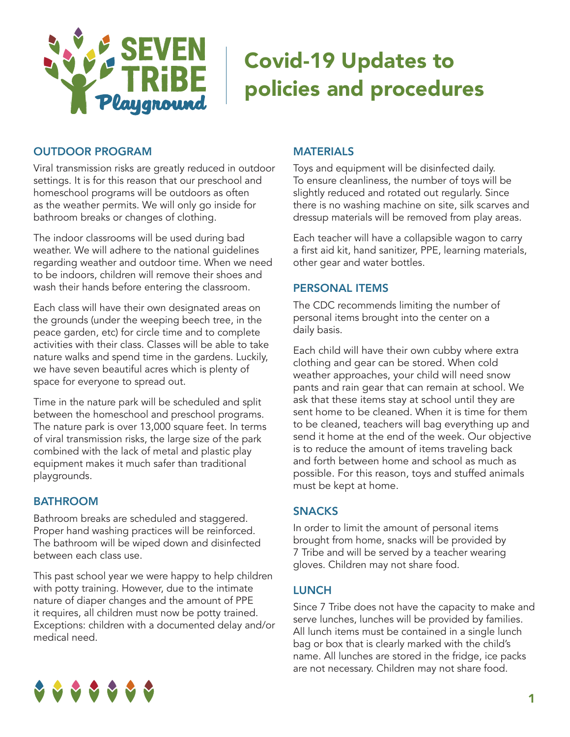# Covid-19 Updates to policies and procedures

## OUTDOOR PROGRAM

Viral transmission risks are greatly reduced in outdoor settings. It is for this reason that our preschool and homeschool programs will be outdoors as often as the weather permits. We will only go inside for bathroom breaks or changes of clothing.

The indoor classrooms will be used during bad weather. We will adhere to the national guidelines regarding weather and outdoor time. When we need to be indoors, children will remove their shoes and wash their hands before entering the classroom.

Each class will have their own designated areas on the grounds (under the weeping beech tree, in the peace garden, etc) for circle time and to complete activities with their class. Classes will be able to take nature walks and spend time in the gardens. Luckily, we have seven beautiful acres which is plenty of space for everyone to spread out.

Time in the nature park will be scheduled and split between the homeschool and preschool programs. The nature park is over 13,000 square feet. In terms of viral transmission risks, the large size of the park combined with the lack of metal and plastic play equipment makes it much safer than traditional playgrounds.

## BATHROOM

Bathroom breaks are scheduled and staggered. Proper hand washing practices will be reinforced. The bathroom will be wiped down and disinfected between each class use.

This past school year we were happy to help children with potty training. However, due to the intimate nature of diaper changes and the amount of PPE it requires, all children must now be potty trained. Exceptions: children with a documented delay and/or medical need.

## MATERIALS

Toys and equipment will be disinfected daily. To ensure cleanliness, the number of toys will be slightly reduced and rotated out regularly. Since there is no washing machine on site, silk scarves and dressup materials will be removed from play areas.

Each teacher will have a collapsible wagon to carry a first aid kit, hand sanitizer, PPE, learning materials, other gear and water bottles.

## PERSONAL ITEMS

The CDC recommends limiting the number of personal items brought into the center on a daily basis.

Each child will have their own cubby where extra clothing and gear can be stored. When cold weather approaches, your child will need snow pants and rain gear that can remain at school. We ask that these items stay at school until they are sent home to be cleaned. When it is time for them to be cleaned, teachers will bag everything up and send it home at the end of the week. Our objective is to reduce the amount of items traveling back and forth between home and school as much as possible. For this reason, toys and stuffed animals must be kept at home.

## SNACKS

In order to limit the amount of personal items brought from home, snacks will be provided by 7 Tribe and will be served by a teacher wearing gloves. Children may not share food.

## LUNCH

Since 7 Tribe does not have the capacity to make and serve lunches, lunches will be provided by families. All lunch items must be contained in a single lunch bag or box that is clearly marked with the child's name. All lunches are stored in the fridge, ice packs are not necessary. Children may not share food.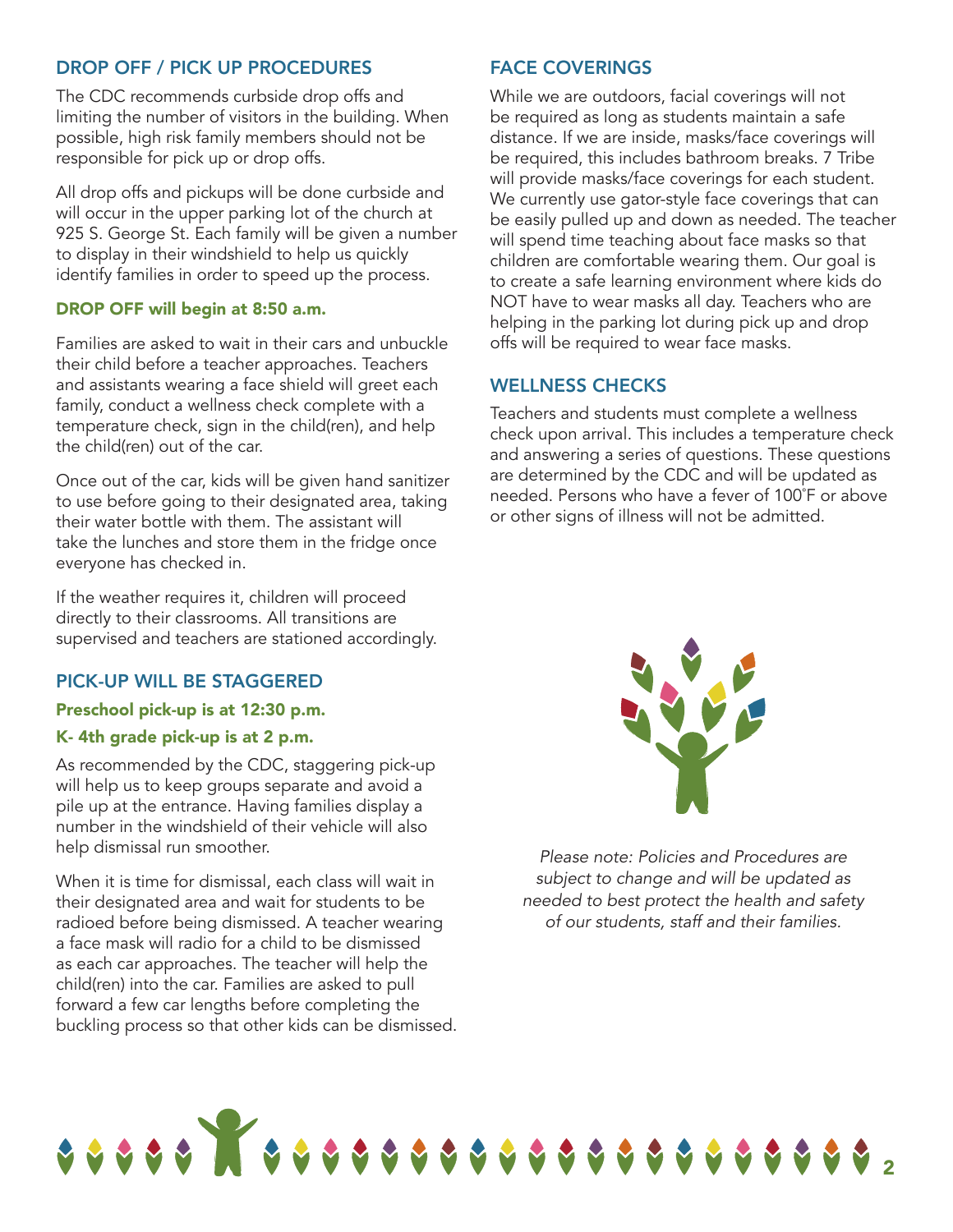## DROP OFF / PICK UP PROCEDURES

The CDC recommends curbside drop offs and limiting the number of visitors in the building. When possible, high risk family members should not be responsible for pick up or drop offs.

All drop offs and pickups will be done curbside and will occur in the upper parking lot of the church at 925 S. George St. Each family will be given a number to display in their windshield to help us quickly identify families in order to speed up the process.

### DROP OFF will begin at 8:50 a.m.

Families are asked to wait in their cars and unbuckle their child before a teacher approaches. Teachers and assistants wearing a face shield will greet each family, conduct a wellness check complete with a temperature check, sign in the child(ren), and help the child(ren) out of the car.

Once out of the car, kids will be given hand sanitizer to use before going to their designated area, taking their water bottle with them. The assistant will take the lunches and store them in the fridge once everyone has checked in.

If the weather requires it, children will proceed directly to their classrooms. All transitions are supervised and teachers are stationed accordingly.

## PICK-UP WILL BE STAGGERED

**Preschool pick-up is at 12:30 p.m.**

**K- 4th grade pick-up is at 2 p.m.**

As recommended by the CDC, staggering pick-up will help us to keep groups separate and avoid a pile up at the entrance. Having families display a number in the windshield of their vehicle will also help dismissal run smoother.

When it is time for dismissal, each class will wait in their designated area and wait for students to be radioed before being dismissed. A teacher wearing a face mask will radio for a child to be dismissed as each car approaches. The teacher will help the child(ren) into the car. Families are asked to pull forward a few car lengths before completing the buckling process so that other kids can be dismissed.

## FACE COVERINGS

While we are outdoors, facial coverings will not be required as long as students maintain a safe distance. If we are inside, masks/face coverings will be required, this includes bathroom breaks. 7 Tribe will provide masks/face coverings for each student. We currently use gator-style face coverings that can be easily pulled up and down as needed. The teacher will spend time teaching about face masks so that children are comfortable wearing them. Our goal is to create a safe learning environment where kids do NOT have to wear masks all day. Teachers who are helping in the parking lot during pick up and drop offs will be required to wear face masks.

## WELLNESS CHECKS

Teachers and students must complete a wellness check upon arrival. This includes a temperature check and answering a series of questions. These questions are determined by the CDC and will be updated as needed. Persons who have a fever of 100˚F or above or other signs of illness will not be admitted.

*Please note: Policies and Procedures are subject to change and will be updated as needed to best protect the health and safety of our students, staff and their families.*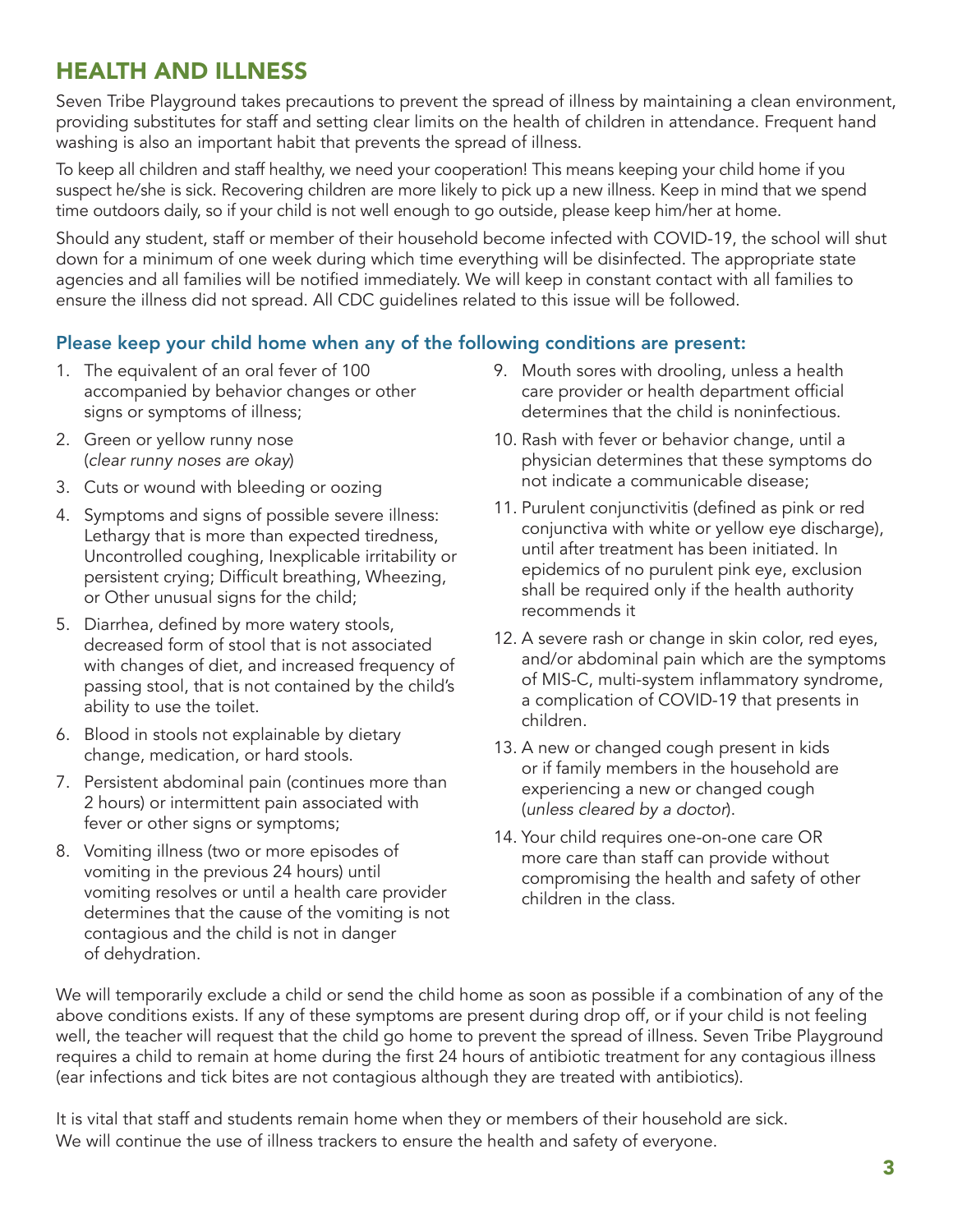## HEALTH AND ILLNESS

Seven Tribe Playground takes precautions to prevent the spread of illness by maintaining a clean environment, providing substitutes for staff and setting clear limits on the health of children in attendance. Frequent hand washing is also an important habit that prevents the spread of illness.

To keep all children and staff healthy, we need your cooperation! This means keeping your child home if you suspect he/she is sick. Recovering children are more likely to pick up a new illness. Keep in mind that we spend time outdoors daily, so if your child is not well enough to go outside, please keep him/her at home.

Should any student, staff or member of their household become infected with COVID-19, the school will shut down for a minimum of one week during which time everything will be disinfected. The appropriate state agencies and all families will be notified immediately. We will keep in constant contact with all families to ensure the illness did not spread. All CDC guidelines related to this issue will be followed.

### Please keep your child home when any of the following conditions are present:

1. The equivalent of an oral fever of 100 accompanied by behavior changes or other signs or symptoms of illness;
2. Green or yellow runny nose (*clear runny noses are okay*)
3. Cuts or wound with bleeding or oozing
4. Symptoms and signs of possible severe illness: Lethargy that is more than expected tiredness, Uncontrolled coughing, Inexplicable irritability or persistent crying; Difficult breathing, Wheezing, or Other unusual signs for the child;
5. Diarrhea, defined by more watery stools, decreased form of stool that is not associated with changes of diet, and increased frequency of passing stool, that is not contained by the child's ability to use the toilet.
6. Blood in stools not explainable by dietary change, medication, or hard stools.
7. Persistent abdominal pain (continues more than 2 hours) or intermittent pain associated with fever or other signs or symptoms;
8. Vomiting illness (two or more episodes of vomiting in the previous 24 hours) until vomiting resolves or until a health care provider determines that the cause of the vomiting is not contagious and the child is not in danger of dehydration.
9. Mouth sores with drooling, unless a health care provider or health department official determines that the child is noninfectious.
10. Rash with fever or behavior change, until a physician determines that these symptoms do not indicate a communicable disease;
11. Purulent conjunctivitis (defined as pink or red conjunctiva with white or yellow eye discharge), until after treatment has been initiated. In epidemics of no purulent pink eye, exclusion shall be required only if the health authority recommends it
12. A severe rash or change in skin color, red eyes, and/or abdominal pain which are the symptoms of MIS-C, multi-system inflammatory syndrome, a complication of COVID-19 that presents in children.
13. A new or changed cough present in kids or if family members in the household are experiencing a new or changed cough (*unless cleared by a doctor*).
14. Your child requires one-on-one care OR more care than staff can provide without compromising the health and safety of other children in the class.

We will temporarily exclude a child or send the child home as soon as possible if a combination of any of the above conditions exists. If any of these symptoms are present during drop off, or if your child is not feeling well, the teacher will request that the child go home to prevent the spread of illness. Seven Tribe Playground requires a child to remain at home during the first 24 hours of antibiotic treatment for any contagious illness (ear infections and tick bites are not contagious although they are treated with antibiotics).

It is vital that staff and students remain home when they or members of their household are sick. We will continue the use of illness trackers to ensure the health and safety of everyone.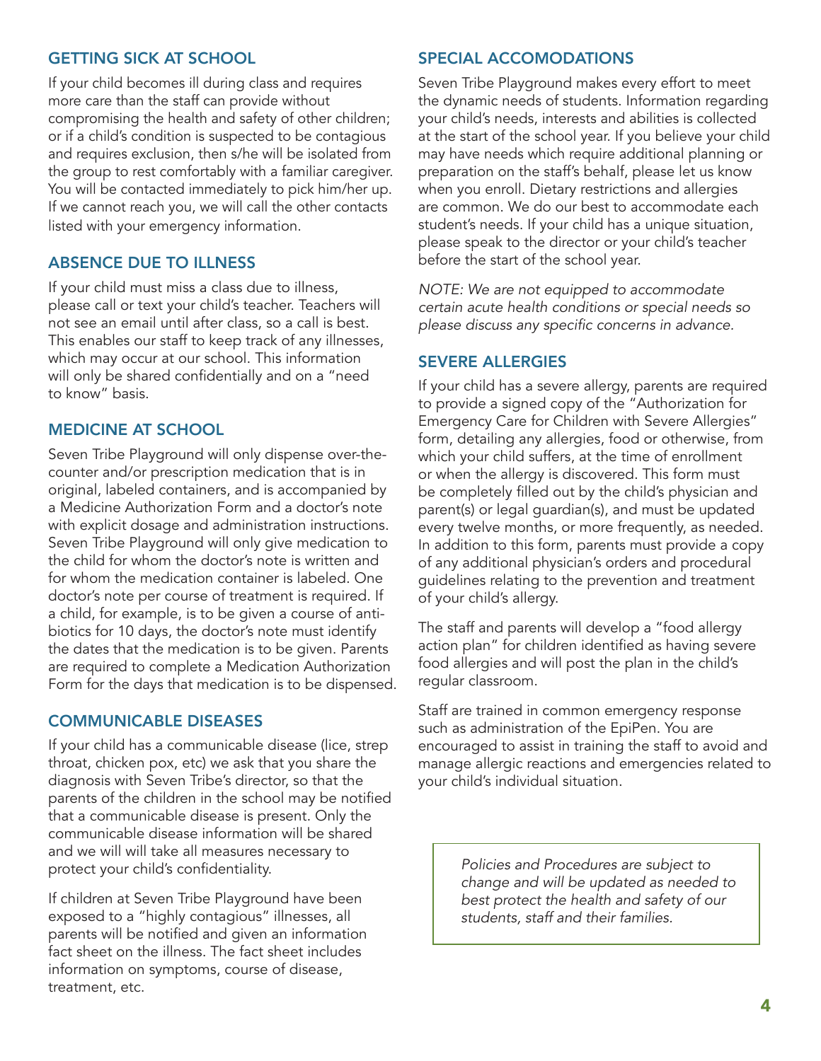## GETTING SICK AT SCHOOL

If your child becomes ill during class and requires more care than the staff can provide without compromising the health and safety of other children; or if a child's condition is suspected to be contagious and requires exclusion, then s/he will be isolated from the group to rest comfortably with a familiar caregiver. You will be contacted immediately to pick him/her up. If we cannot reach you, we will call the other contacts listed with your emergency information.

## ABSENCE DUE TO ILLNESS

If your child must miss a class due to illness, please call or text your child's teacher. Teachers will not see an email until after class, so a call is best. This enables our staff to keep track of any illnesses, which may occur at our school. This information will only be shared confidentially and on a "need to know" basis.

## MEDICINE AT SCHOOL

Seven Tribe Playground will only dispense over-the-counter and/or prescription medication that is in original, labeled containers, and is accompanied by a Medicine Authorization Form and a doctor's note with explicit dosage and administration instructions. Seven Tribe Playground will only give medication to the child for whom the doctor's note is written and for whom the medication container is labeled. One doctor's note per course of treatment is required. If a child, for example, is to be given a course of anti-biotics for 10 days, the doctor's note must identify the dates that the medication is to be given. Parents are required to complete a Medication Authorization Form for the days that medication is to be dispensed.

## COMMUNICABLE DISEASES

If your child has a communicable disease (lice, strep throat, chicken pox, etc) we ask that you share the diagnosis with Seven Tribe's director, so that the parents of the children in the school may be notified that a communicable disease is present. Only the communicable disease information will be shared and we will will take all measures necessary to protect your child's confidentiality.

If children at Seven Tribe Playground have been exposed to a "highly contagious" illnesses, all parents will be notified and given an information fact sheet on the illness. The fact sheet includes information on symptoms, course of disease, treatment, etc.

## SPECIAL ACCOMODATIONS

Seven Tribe Playground makes every effort to meet the dynamic needs of students. Information regarding your child's needs, interests and abilities is collected at the start of the school year. If you believe your child may have needs which require additional planning or preparation on the staff's behalf, please let us know when you enroll. Dietary restrictions and allergies are common. We do our best to accommodate each student's needs. If your child has a unique situation, please speak to the director or your child's teacher before the start of the school year.

*NOTE: We are not equipped to accommodate certain acute health conditions or special needs so please discuss any specific concerns in advance.*

## SEVERE ALLERGIES

If your child has a severe allergy, parents are required to provide a signed copy of the "Authorization for Emergency Care for Children with Severe Allergies" form, detailing any allergies, food or otherwise, from which your child suffers, at the time of enrollment or when the allergy is discovered. This form must be completely filled out by the child's physician and parent(s) or legal guardian(s), and must be updated every twelve months, or more frequently, as needed. In addition to this form, parents must provide a copy of any additional physician's orders and procedural guidelines relating to the prevention and treatment of your child's allergy.

The staff and parents will develop a "food allergy action plan" for children identified as having severe food allergies and will post the plan in the child's regular classroom.

Staff are trained in common emergency response such as administration of the EpiPen. You are encouraged to assist in training the staff to avoid and manage allergic reactions and emergencies related to your child's individual situation.

*Policies and Procedures are subject to change and will be updated as needed to best protect the health and safety of our students, staff and their families.*